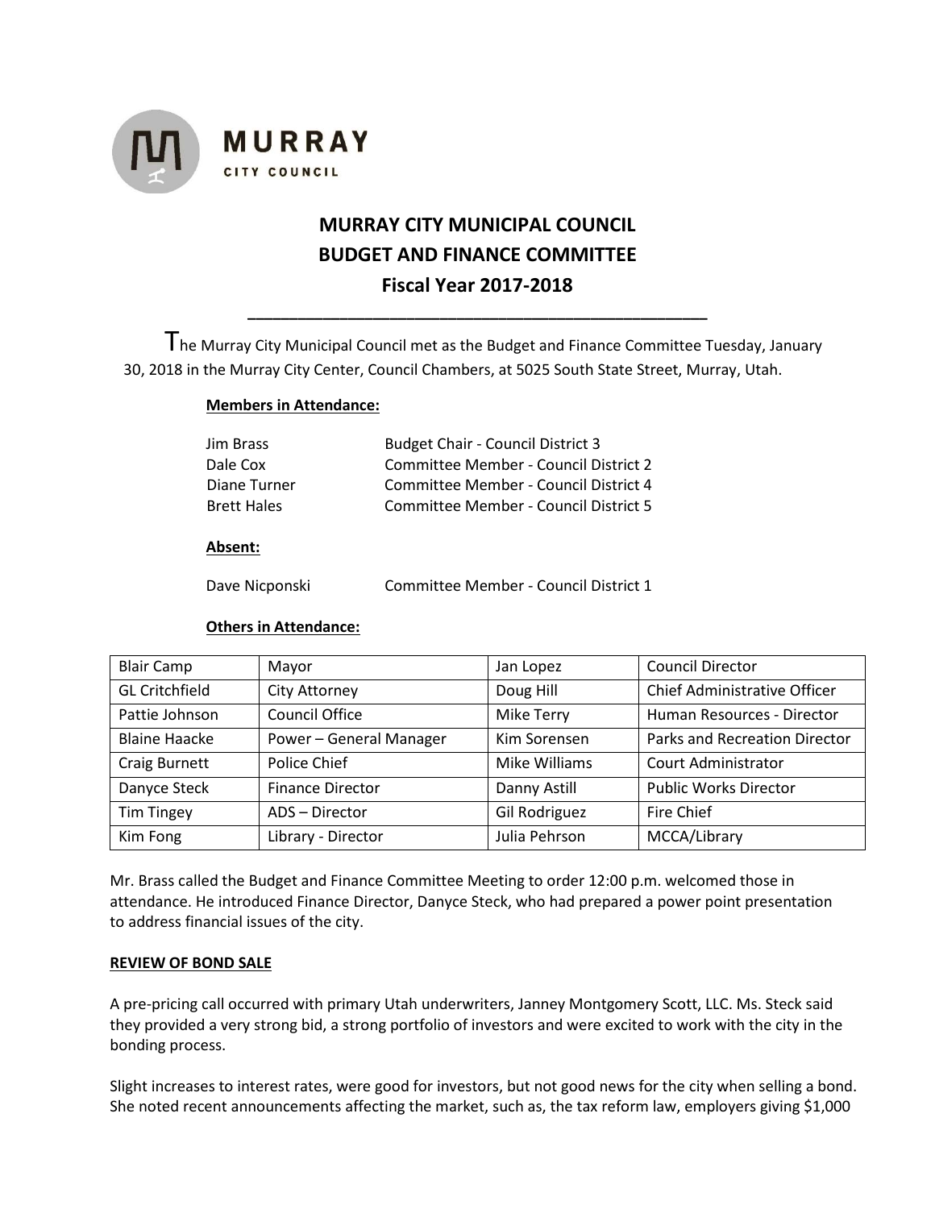MURRAY CITY COUNCIL

# MURRAY CITY MUNICIPAL COUNCIL
# BUDGET AND FINANCE COMMITTEE
## Fiscal Year 2017-2018

The Murray City Municipal Council met as the Budget and Finance Committee Tuesday, January 30, 2018 in the Murray City Center, Council Chambers, at 5025 South State Street, Murray, Utah.

**Members in Attendance:**

| | |
|---|---|
| Jim Brass | Budget Chair - Council District 3 |
| Dale Cox | Committee Member - Council District 2 |
| Diane Turner | Committee Member - Council District 4 |
| Brett Hales | Committee Member - Council District 5 |

**Absent:**

| | |
|---|---|
| Dave Nicponski | Committee Member - Council District 1 |

**Others in Attendance:**

| | | | |
|---|---|---|---|
| Blair Camp | Mayor | Jan Lopez | Council Director |
| GL Critchfield | City Attorney | Doug Hill | Chief Administrative Officer |
| Pattie Johnson | Council Office | Mike Terry | Human Resources - Director |
| Blaine Haacke | Power – General Manager | Kim Sorensen | Parks and Recreation Director |
| Craig Burnett | Police Chief | Mike Williams | Court Administrator |
| Danyce Steck | Finance Director | Danny Astill | Public Works Director |
| Tim Tingey | ADS – Director | Gil Rodriguez | Fire Chief |
| Kim Fong | Library - Director | Julia Pehrson | MCCA/Library |

Mr. Brass called the Budget and Finance Committee Meeting to order 12:00 p.m. welcomed those in attendance. He introduced Finance Director, Danyce Steck, who had prepared a power point presentation to address financial issues of the city.

**REVIEW OF BOND SALE**

A pre-pricing call occurred with primary Utah underwriters, Janney Montgomery Scott, LLC. Ms. Steck said they provided a very strong bid, a strong portfolio of investors and were excited to work with the city in the bonding process.

Slight increases to interest rates, were good for investors, but not good news for the city when selling a bond. She noted recent announcements affecting the market, such as, the tax reform law, employers giving $1,000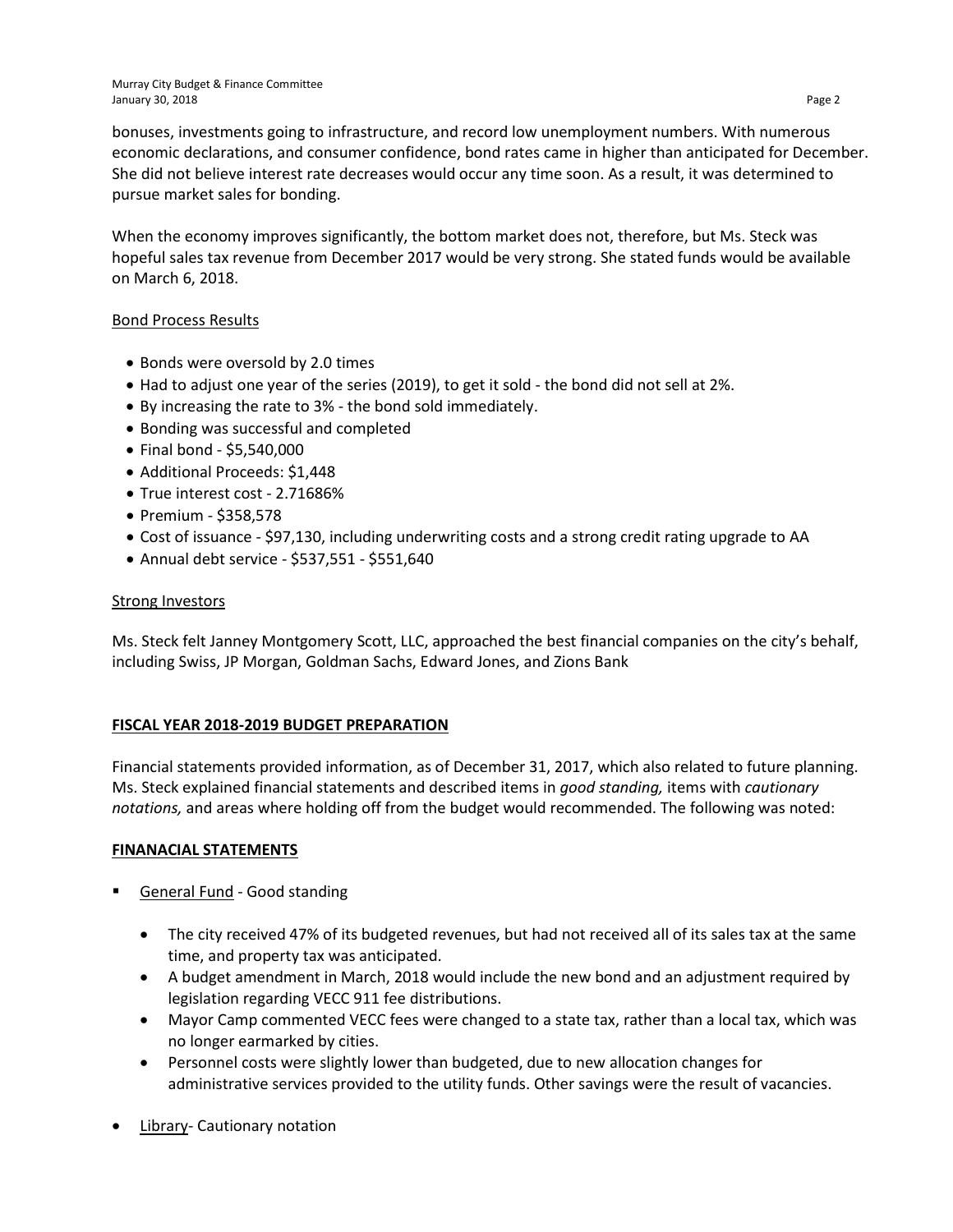bonuses, investments going to infrastructure, and record low unemployment numbers. With numerous economic declarations, and consumer confidence, bond rates came in higher than anticipated for December. She did not believe interest rate decreases would occur any time soon. As a result, it was determined to pursue market sales for bonding.

When the economy improves significantly, the bottom market does not, therefore, but Ms. Steck was hopeful sales tax revenue from December 2017 would be very strong. She stated funds would be available on March 6, 2018.

<u>Bond Process Results</u>

- Bonds were oversold by 2.0 times
- Had to adjust one year of the series (2019), to get it sold - the bond did not sell at 2%.
- By increasing the rate to 3% - the bond sold immediately.
- Bonding was successful and completed
- Final bond - $5,540,000
- Additional Proceeds: $1,448
- True interest cost - 2.71686%
- Premium - $358,578
- Cost of issuance - $97,130, including underwriting costs and a strong credit rating upgrade to AA
- Annual debt service - $537,551 - $551,640

<u>Strong Investors</u>

Ms. Steck felt Janney Montgomery Scott, LLC, approached the best financial companies on the city's behalf, including Swiss, JP Morgan, Goldman Sachs, Edward Jones, and Zions Bank

**<u>FISCAL YEAR 2018-2019 BUDGET PREPARATION</u>**

Financial statements provided information, as of December 31, 2017, which also related to future planning. Ms. Steck explained financial statements and described items in *good standing,* items with *cautionary notations,* and areas where holding off from the budget would recommended. The following was noted:

**<u>FINANACIAL STATEMENTS</u>**

- <u>General Fund</u> - Good standing
  - The city received 47% of its budgeted revenues, but had not received all of its sales tax at the same time, and property tax was anticipated.
  - A budget amendment in March, 2018 would include the new bond and an adjustment required by legislation regarding VECC 911 fee distributions.
  - Mayor Camp commented VECC fees were changed to a state tax, rather than a local tax, which was no longer earmarked by cities.
  - Personnel costs were slightly lower than budgeted, due to new allocation changes for administrative services provided to the utility funds. Other savings were the result of vacancies.
- <u>Library</u>- Cautionary notation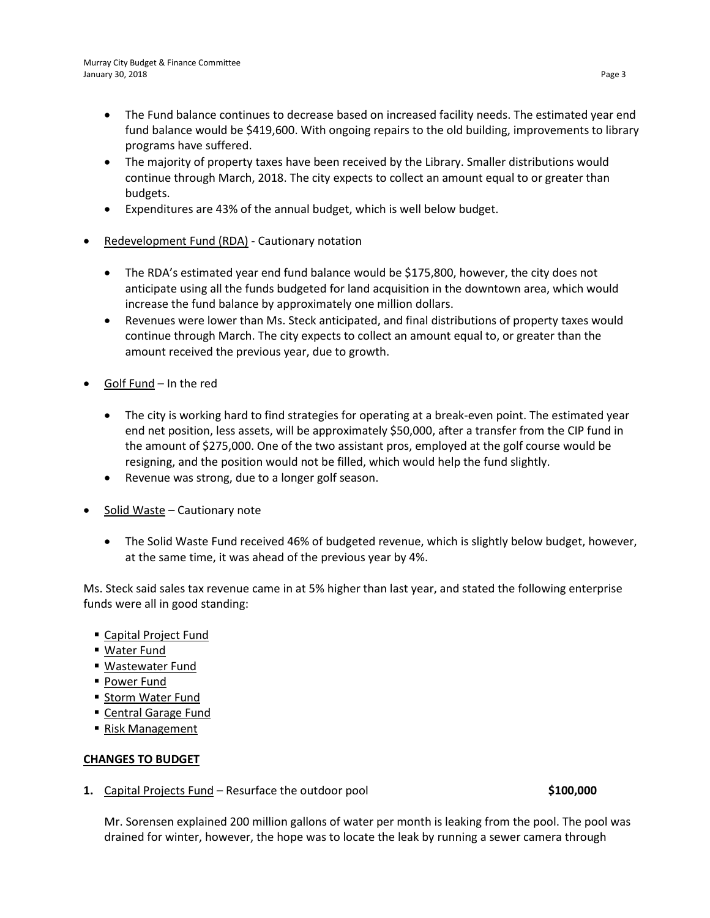- The Fund balance continues to decrease based on increased facility needs. The estimated year end fund balance would be $419,600. With ongoing repairs to the old building, improvements to library programs have suffered.
- The majority of property taxes have been received by the Library. Smaller distributions would continue through March, 2018. The city expects to collect an amount equal to or greater than budgets.
- Expenditures are 43% of the annual budget, which is well below budget.

- <u>Redevelopment Fund (RDA)</u> - Cautionary notation
  - The RDA's estimated year end fund balance would be $175,800, however, the city does not anticipate using all the funds budgeted for land acquisition in the downtown area, which would increase the fund balance by approximately one million dollars.
  - Revenues were lower than Ms. Steck anticipated, and final distributions of property taxes would continue through March. The city expects to collect an amount equal to, or greater than the amount received the previous year, due to growth.

- <u>Golf Fund</u> – In the red
  - The city is working hard to find strategies for operating at a break-even point. The estimated year end net position, less assets, will be approximately $50,000, after a transfer from the CIP fund in the amount of $275,000. One of the two assistant pros, employed at the golf course would be resigning, and the position would not be filled, which would help the fund slightly.
  - Revenue was strong, due to a longer golf season.

- <u>Solid Waste</u> – Cautionary note
  - The Solid Waste Fund received 46% of budgeted revenue, which is slightly below budget, however, at the same time, it was ahead of the previous year by 4%.

Ms. Steck said sales tax revenue came in at 5% higher than last year, and stated the following enterprise funds were all in good standing:

- <u>Capital Project Fund</u>
- <u>Water Fund</u>
- <u>Wastewater Fund</u>
- <u>Power Fund</u>
- <u>Storm Water Fund</u>
- <u>Central Garage Fund</u>
- <u>Risk Management</u>

**<u>CHANGES TO BUDGET</u>**

**1.** <u>Capital Projects Fund</u> – Resurface the outdoor pool **$100,000**

Mr. Sorensen explained 200 million gallons of water per month is leaking from the pool. The pool was drained for winter, however, the hope was to locate the leak by running a sewer camera through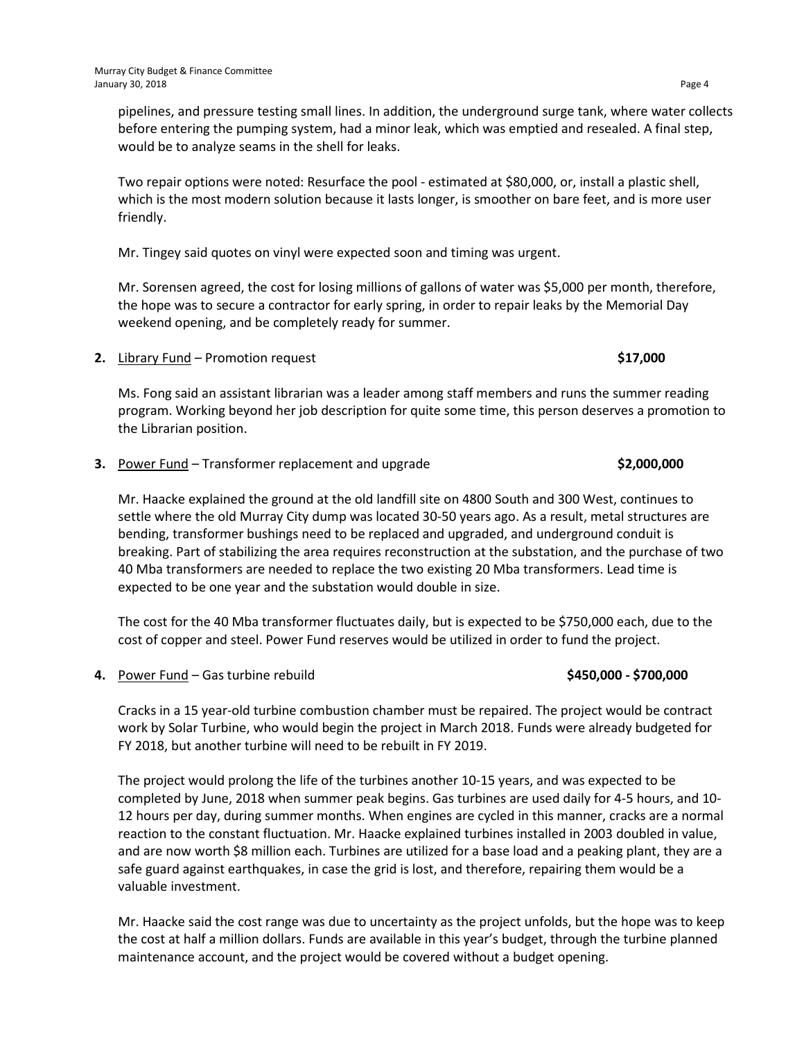pipelines, and pressure testing small lines. In addition, the underground surge tank, where water collects before entering the pumping system, had a minor leak, which was emptied and resealed. A final step, would be to analyze seams in the shell for leaks.

Two repair options were noted: Resurface the pool - estimated at $80,000, or, install a plastic shell, which is the most modern solution because it lasts longer, is smoother on bare feet, and is more user friendly.

Mr. Tingey said quotes on vinyl were expected soon and timing was urgent.

Mr. Sorensen agreed, the cost for losing millions of gallons of water was $5,000 per month, therefore, the hope was to secure a contractor for early spring, in order to repair leaks by the Memorial Day weekend opening, and be completely ready for summer.

**2.** Library Fund – Promotion request **$17,000**

Ms. Fong said an assistant librarian was a leader among staff members and runs the summer reading program. Working beyond her job description for quite some time, this person deserves a promotion to the Librarian position.

**3.** Power Fund – Transformer replacement and upgrade **$2,000,000**

Mr. Haacke explained the ground at the old landfill site on 4800 South and 300 West, continues to settle where the old Murray City dump was located 30-50 years ago. As a result, metal structures are bending, transformer bushings need to be replaced and upgraded, and underground conduit is breaking. Part of stabilizing the area requires reconstruction at the substation, and the purchase of two 40 Mba transformers are needed to replace the two existing 20 Mba transformers. Lead time is expected to be one year and the substation would double in size.

The cost for the 40 Mba transformer fluctuates daily, but is expected to be $750,000 each, due to the cost of copper and steel. Power Fund reserves would be utilized in order to fund the project.

**4.** Power Fund – Gas turbine rebuild **$450,000 - $700,000**

Cracks in a 15 year-old turbine combustion chamber must be repaired. The project would be contract work by Solar Turbine, who would begin the project in March 2018. Funds were already budgeted for FY 2018, but another turbine will need to be rebuilt in FY 2019.

The project would prolong the life of the turbines another 10-15 years, and was expected to be completed by June, 2018 when summer peak begins. Gas turbines are used daily for 4-5 hours, and 10-12 hours per day, during summer months. When engines are cycled in this manner, cracks are a normal reaction to the constant fluctuation. Mr. Haacke explained turbines installed in 2003 doubled in value, and are now worth $8 million each. Turbines are utilized for a base load and a peaking plant, they are a safe guard against earthquakes, in case the grid is lost, and therefore, repairing them would be a valuable investment.

Mr. Haacke said the cost range was due to uncertainty as the project unfolds, but the hope was to keep the cost at half a million dollars. Funds are available in this year's budget, through the turbine planned maintenance account, and the project would be covered without a budget opening.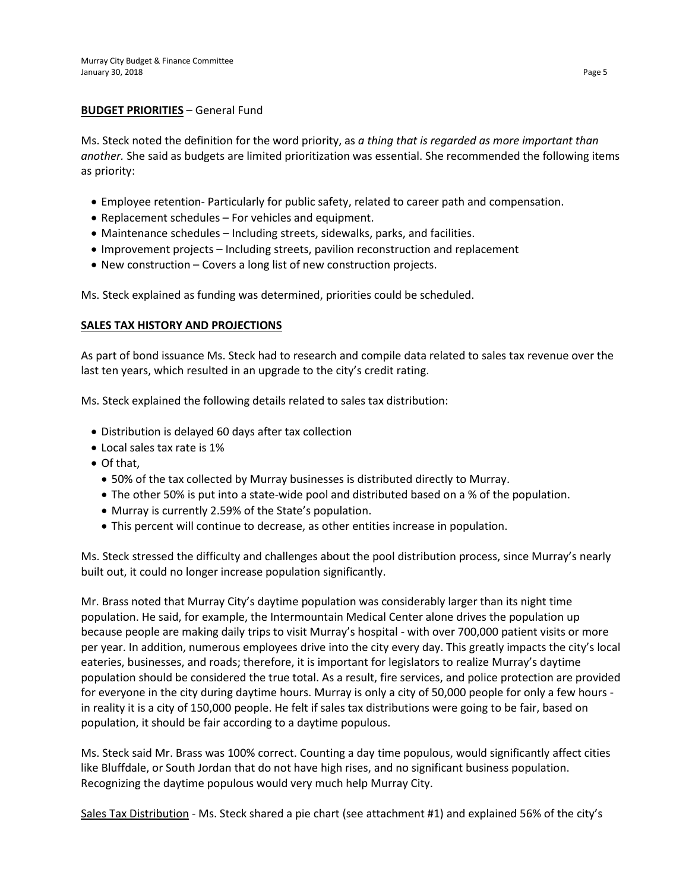**BUDGET PRIORITIES** – General Fund

Ms. Steck noted the definition for the word priority, as *a thing that is regarded as more important than another.* She said as budgets are limited prioritization was essential. She recommended the following items as priority:

- Employee retention- Particularly for public safety, related to career path and compensation.
- Replacement schedules – For vehicles and equipment.
- Maintenance schedules – Including streets, sidewalks, parks, and facilities.
- Improvement projects – Including streets, pavilion reconstruction and replacement
- New construction – Covers a long list of new construction projects.

Ms. Steck explained as funding was determined, priorities could be scheduled.

**SALES TAX HISTORY AND PROJECTIONS**

As part of bond issuance Ms. Steck had to research and compile data related to sales tax revenue over the last ten years, which resulted in an upgrade to the city's credit rating.

Ms. Steck explained the following details related to sales tax distribution:

- Distribution is delayed 60 days after tax collection
- Local sales tax rate is 1%
- Of that,
  - 50% of the tax collected by Murray businesses is distributed directly to Murray.
  - The other 50% is put into a state-wide pool and distributed based on a % of the population.
  - Murray is currently 2.59% of the State's population.
  - This percent will continue to decrease, as other entities increase in population.

Ms. Steck stressed the difficulty and challenges about the pool distribution process, since Murray's nearly built out, it could no longer increase population significantly.

Mr. Brass noted that Murray City's daytime population was considerably larger than its night time population. He said, for example, the Intermountain Medical Center alone drives the population up because people are making daily trips to visit Murray's hospital - with over 700,000 patient visits or more per year. In addition, numerous employees drive into the city every day. This greatly impacts the city's local eateries, businesses, and roads; therefore, it is important for legislators to realize Murray's daytime population should be considered the true total. As a result, fire services, and police protection are provided for everyone in the city during daytime hours. Murray is only a city of 50,000 people for only a few hours - in reality it is a city of 150,000 people. He felt if sales tax distributions were going to be fair, based on population, it should be fair according to a daytime populous.

Ms. Steck said Mr. Brass was 100% correct. Counting a day time populous, would significantly affect cities like Bluffdale, or South Jordan that do not have high rises, and no significant business population. Recognizing the daytime populous would very much help Murray City.

<u>Sales Tax Distribution</u> - Ms. Steck shared a pie chart (see attachment #1) and explained 56% of the city's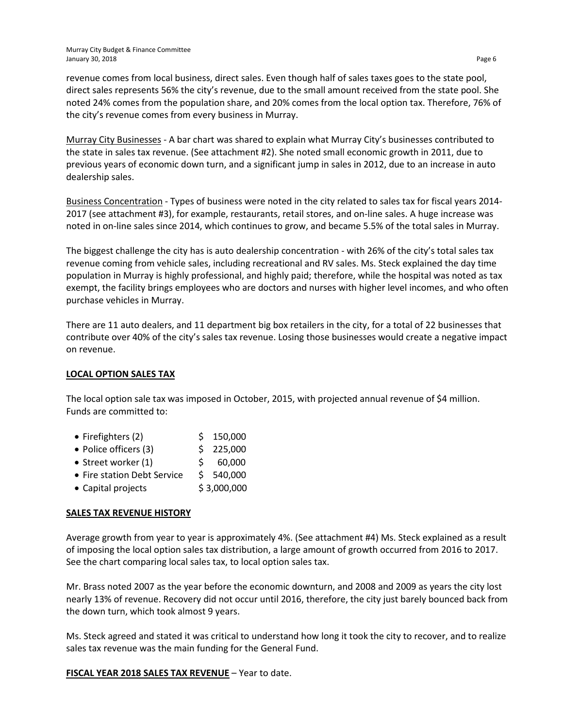revenue comes from local business, direct sales. Even though half of sales taxes goes to the state pool, direct sales represents 56% the city's revenue, due to the small amount received from the state pool. She noted 24% comes from the population share, and 20% comes from the local option tax. Therefore, 76% of the city's revenue comes from every business in Murray.

Murray City Businesses - A bar chart was shared to explain what Murray City's businesses contributed to the state in sales tax revenue. (See attachment #2). She noted small economic growth in 2011, due to previous years of economic down turn, and a significant jump in sales in 2012, due to an increase in auto dealership sales.

Business Concentration - Types of business were noted in the city related to sales tax for fiscal years 2014-2017 (see attachment #3), for example, restaurants, retail stores, and on-line sales. A huge increase was noted in on-line sales since 2014, which continues to grow, and became 5.5% of the total sales in Murray.

The biggest challenge the city has is auto dealership concentration - with 26% of the city's total sales tax revenue coming from vehicle sales, including recreational and RV sales. Ms. Steck explained the day time population in Murray is highly professional, and highly paid; therefore, while the hospital was noted as tax exempt, the facility brings employees who are doctors and nurses with higher level incomes, and who often purchase vehicles in Murray.

There are 11 auto dealers, and 11 department big box retailers in the city, for a total of 22 businesses that contribute over 40% of the city's sales tax revenue. Losing those businesses would create a negative impact on revenue.

**LOCAL OPTION SALES TAX**

The local option sale tax was imposed in October, 2015, with projected annual revenue of $4 million. Funds are committed to:

- Firefighters (2) $ 150,000
- Police officers (3) $ 225,000
- Street worker (1) $ 60,000
- Fire station Debt Service $ 540,000
- Capital projects $ 3,000,000

**SALES TAX REVENUE HISTORY**

Average growth from year to year is approximately 4%. (See attachment #4) Ms. Steck explained as a result of imposing the local option sales tax distribution, a large amount of growth occurred from 2016 to 2017. See the chart comparing local sales tax, to local option sales tax.

Mr. Brass noted 2007 as the year before the economic downturn, and 2008 and 2009 as years the city lost nearly 13% of revenue. Recovery did not occur until 2016, therefore, the city just barely bounced back from the down turn, which took almost 9 years.

Ms. Steck agreed and stated it was critical to understand how long it took the city to recover, and to realize sales tax revenue was the main funding for the General Fund.

**FISCAL YEAR 2018 SALES TAX REVENUE** – Year to date.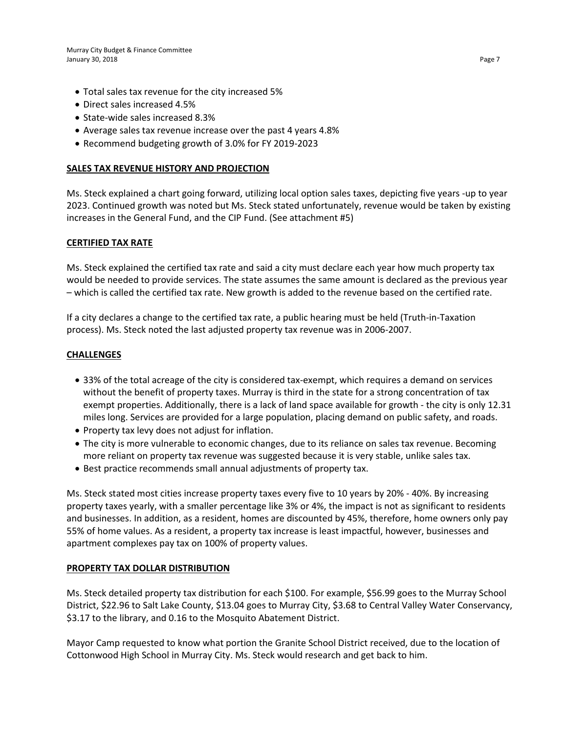- Total sales tax revenue for the city increased 5%
- Direct sales increased 4.5%
- State-wide sales increased 8.3%
- Average sales tax revenue increase over the past 4 years 4.8%
- Recommend budgeting growth of 3.0% for FY 2019-2023

**SALES TAX REVENUE HISTORY AND PROJECTION**

Ms. Steck explained a chart going forward, utilizing local option sales taxes, depicting five years -up to year 2023. Continued growth was noted but Ms. Steck stated unfortunately, revenue would be taken by existing increases in the General Fund, and the CIP Fund. (See attachment #5)

**CERTIFIED TAX RATE**

Ms. Steck explained the certified tax rate and said a city must declare each year how much property tax would be needed to provide services. The state assumes the same amount is declared as the previous year – which is called the certified tax rate. New growth is added to the revenue based on the certified rate.

If a city declares a change to the certified tax rate, a public hearing must be held (Truth-in-Taxation process). Ms. Steck noted the last adjusted property tax revenue was in 2006-2007.

**CHALLENGES**

- 33% of the total acreage of the city is considered tax-exempt, which requires a demand on services without the benefit of property taxes. Murray is third in the state for a strong concentration of tax exempt properties. Additionally, there is a lack of land space available for growth - the city is only 12.31 miles long. Services are provided for a large population, placing demand on public safety, and roads.
- Property tax levy does not adjust for inflation.
- The city is more vulnerable to economic changes, due to its reliance on sales tax revenue. Becoming more reliant on property tax revenue was suggested because it is very stable, unlike sales tax.
- Best practice recommends small annual adjustments of property tax.

Ms. Steck stated most cities increase property taxes every five to 10 years by 20% - 40%. By increasing property taxes yearly, with a smaller percentage like 3% or 4%, the impact is not as significant to residents and businesses. In addition, as a resident, homes are discounted by 45%, therefore, home owners only pay 55% of home values. As a resident, a property tax increase is least impactful, however, businesses and apartment complexes pay tax on 100% of property values.

**PROPERTY TAX DOLLAR DISTRIBUTION**

Ms. Steck detailed property tax distribution for each $100. For example, $56.99 goes to the Murray School District, $22.96 to Salt Lake County, $13.04 goes to Murray City, $3.68 to Central Valley Water Conservancy, $3.17 to the library, and 0.16 to the Mosquito Abatement District.

Mayor Camp requested to know what portion the Granite School District received, due to the location of Cottonwood High School in Murray City. Ms. Steck would research and get back to him.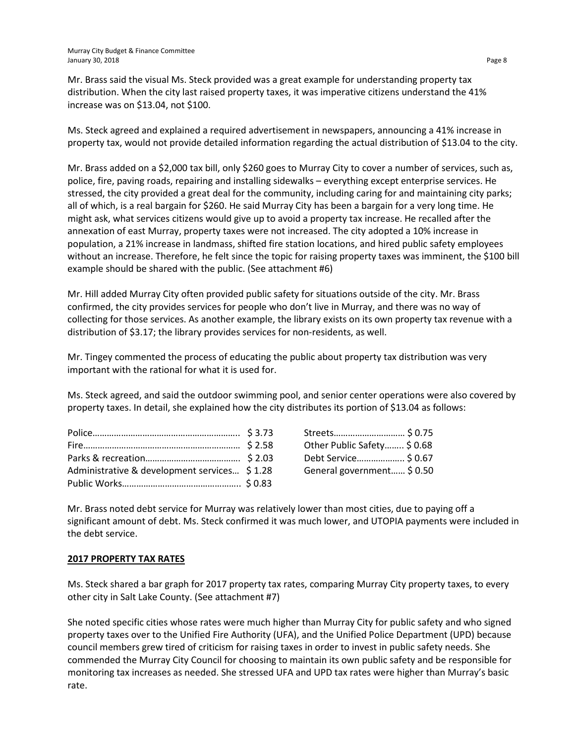Mr. Brass said the visual Ms. Steck provided was a great example for understanding property tax distribution. When the city last raised property taxes, it was imperative citizens understand the 41% increase was on $13.04, not $100.

Ms. Steck agreed and explained a required advertisement in newspapers, announcing a 41% increase in property tax, would not provide detailed information regarding the actual distribution of $13.04 to the city.

Mr. Brass added on a $2,000 tax bill, only $260 goes to Murray City to cover a number of services, such as, police, fire, paving roads, repairing and installing sidewalks – everything except enterprise services. He stressed, the city provided a great deal for the community, including caring for and maintaining city parks; all of which, is a real bargain for $260. He said Murray City has been a bargain for a very long time. He might ask, what services citizens would give up to avoid a property tax increase. He recalled after the annexation of east Murray, property taxes were not increased. The city adopted a 10% increase in population, a 21% increase in landmass, shifted fire station locations, and hired public safety employees without an increase. Therefore, he felt since the topic for raising property taxes was imminent, the $100 bill example should be shared with the public. (See attachment #6)

Mr. Hill added Murray City often provided public safety for situations outside of the city. Mr. Brass confirmed, the city provides services for people who don't live in Murray, and there was no way of collecting for those services. As another example, the library exists on its own property tax revenue with a distribution of $3.17; the library provides services for non-residents, as well.

Mr. Tingey commented the process of educating the public about property tax distribution was very important with the rational for what it is used for.

Ms. Steck agreed, and said the outdoor swimming pool, and senior center operations were also covered by property taxes. In detail, she explained how the city distributes its portion of $13.04 as follows:

| | | | |
|---|---|---|---|
| Police | $ 3.73 | Streets | $ 0.75 |
| Fire | $ 2.58 | Other Public Safety | $ 0.68 |
| Parks & recreation | $ 2.03 | Debt Service | $ 0.67 |
| Administrative & development services | $ 1.28 | General government | $ 0.50 |
| Public Works | $ 0.83 | | |

Mr. Brass noted debt service for Murray was relatively lower than most cities, due to paying off a significant amount of debt. Ms. Steck confirmed it was much lower, and UTOPIA payments were included in the debt service.

## **2017 PROPERTY TAX RATES**

Ms. Steck shared a bar graph for 2017 property tax rates, comparing Murray City property taxes, to every other city in Salt Lake County. (See attachment #7)

She noted specific cities whose rates were much higher than Murray City for public safety and who signed property taxes over to the Unified Fire Authority (UFA), and the Unified Police Department (UPD) because council members grew tired of criticism for raising taxes in order to invest in public safety needs. She commended the Murray City Council for choosing to maintain its own public safety and be responsible for monitoring tax increases as needed. She stressed UFA and UPD tax rates were higher than Murray's basic rate.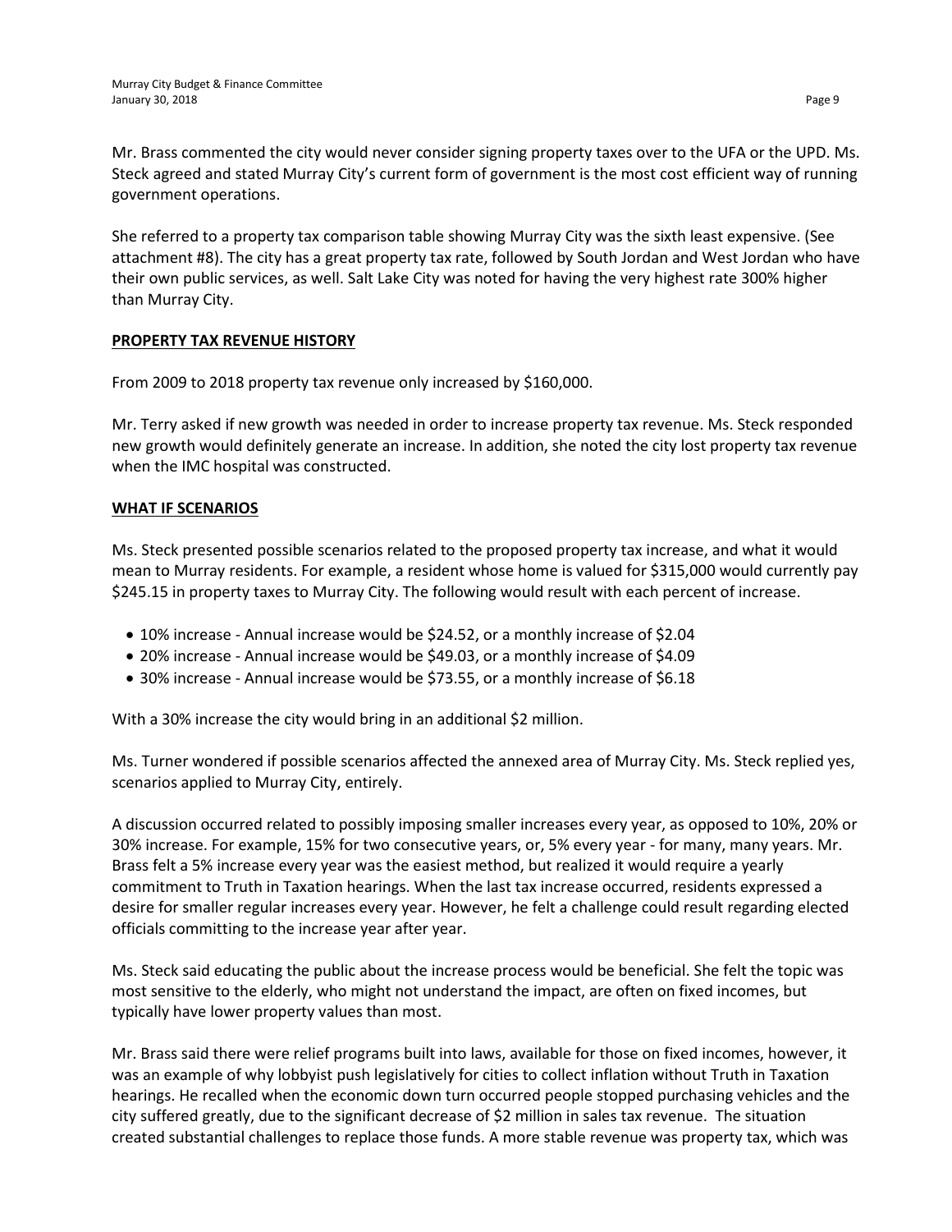Mr. Brass commented the city would never consider signing property taxes over to the UFA or the UPD. Ms. Steck agreed and stated Murray City's current form of government is the most cost efficient way of running government operations.

She referred to a property tax comparison table showing Murray City was the sixth least expensive. (See attachment #8). The city has a great property tax rate, followed by South Jordan and West Jordan who have their own public services, as well. Salt Lake City was noted for having the very highest rate 300% higher than Murray City.

## PROPERTY TAX REVENUE HISTORY

From 2009 to 2018 property tax revenue only increased by $160,000.

Mr. Terry asked if new growth was needed in order to increase property tax revenue. Ms. Steck responded new growth would definitely generate an increase. In addition, she noted the city lost property tax revenue when the IMC hospital was constructed.

## WHAT IF SCENARIOS

Ms. Steck presented possible scenarios related to the proposed property tax increase, and what it would mean to Murray residents. For example, a resident whose home is valued for $315,000 would currently pay $245.15 in property taxes to Murray City. The following would result with each percent of increase.

- 10% increase - Annual increase would be $24.52, or a monthly increase of $2.04
- 20% increase - Annual increase would be $49.03, or a monthly increase of $4.09
- 30% increase - Annual increase would be $73.55, or a monthly increase of $6.18

With a 30% increase the city would bring in an additional $2 million.

Ms. Turner wondered if possible scenarios affected the annexed area of Murray City. Ms. Steck replied yes, scenarios applied to Murray City, entirely.

A discussion occurred related to possibly imposing smaller increases every year, as opposed to 10%, 20% or 30% increase. For example, 15% for two consecutive years, or, 5% every year - for many, many years. Mr. Brass felt a 5% increase every year was the easiest method, but realized it would require a yearly commitment to Truth in Taxation hearings. When the last tax increase occurred, residents expressed a desire for smaller regular increases every year. However, he felt a challenge could result regarding elected officials committing to the increase year after year.

Ms. Steck said educating the public about the increase process would be beneficial. She felt the topic was most sensitive to the elderly, who might not understand the impact, are often on fixed incomes, but typically have lower property values than most.

Mr. Brass said there were relief programs built into laws, available for those on fixed incomes, however, it was an example of why lobbyist push legislatively for cities to collect inflation without Truth in Taxation hearings. He recalled when the economic down turn occurred people stopped purchasing vehicles and the city suffered greatly, due to the significant decrease of $2 million in sales tax revenue. The situation created substantial challenges to replace those funds. A more stable revenue was property tax, which was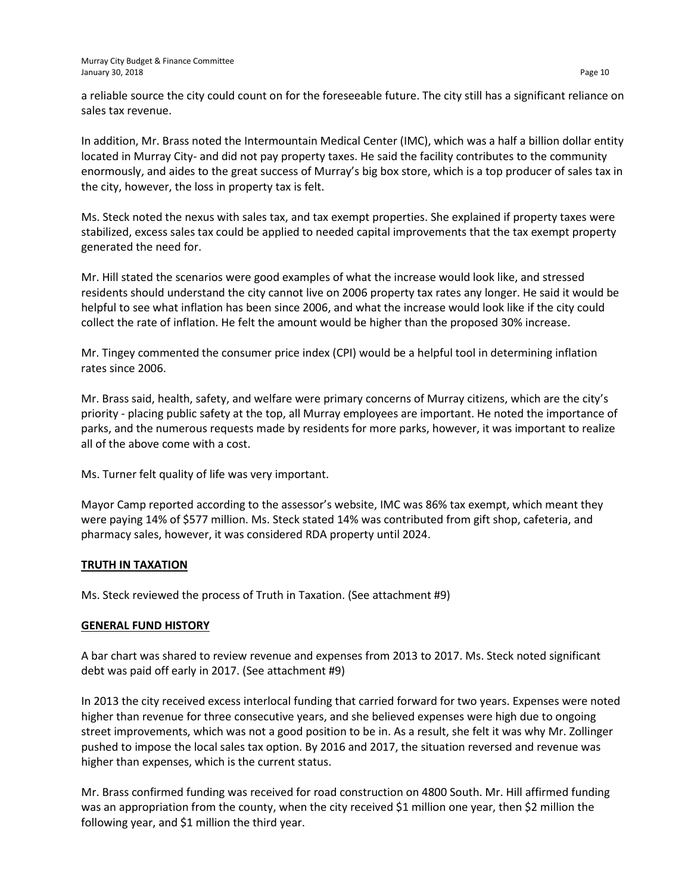a reliable source the city could count on for the foreseeable future. The city still has a significant reliance on sales tax revenue.

In addition, Mr. Brass noted the Intermountain Medical Center (IMC), which was a half a billion dollar entity located in Murray City- and did not pay property taxes. He said the facility contributes to the community enormously, and aides to the great success of Murray's big box store, which is a top producer of sales tax in the city, however, the loss in property tax is felt.

Ms. Steck noted the nexus with sales tax, and tax exempt properties. She explained if property taxes were stabilized, excess sales tax could be applied to needed capital improvements that the tax exempt property generated the need for.

Mr. Hill stated the scenarios were good examples of what the increase would look like, and stressed residents should understand the city cannot live on 2006 property tax rates any longer. He said it would be helpful to see what inflation has been since 2006, and what the increase would look like if the city could collect the rate of inflation. He felt the amount would be higher than the proposed 30% increase.

Mr. Tingey commented the consumer price index (CPI) would be a helpful tool in determining inflation rates since 2006.

Mr. Brass said, health, safety, and welfare were primary concerns of Murray citizens, which are the city's priority - placing public safety at the top, all Murray employees are important. He noted the importance of parks, and the numerous requests made by residents for more parks, however, it was important to realize all of the above come with a cost.

Ms. Turner felt quality of life was very important.

Mayor Camp reported according to the assessor's website, IMC was 86% tax exempt, which meant they were paying 14% of $577 million. Ms. Steck stated 14% was contributed from gift shop, cafeteria, and pharmacy sales, however, it was considered RDA property until 2024.

## TRUTH IN TAXATION

Ms. Steck reviewed the process of Truth in Taxation. (See attachment #9)

## GENERAL FUND HISTORY

A bar chart was shared to review revenue and expenses from 2013 to 2017. Ms. Steck noted significant debt was paid off early in 2017. (See attachment #9)

In 2013 the city received excess interlocal funding that carried forward for two years. Expenses were noted higher than revenue for three consecutive years, and she believed expenses were high due to ongoing street improvements, which was not a good position to be in. As a result, she felt it was why Mr. Zollinger pushed to impose the local sales tax option. By 2016 and 2017, the situation reversed and revenue was higher than expenses, which is the current status.

Mr. Brass confirmed funding was received for road construction on 4800 South. Mr. Hill affirmed funding was an appropriation from the county, when the city received $1 million one year, then $2 million the following year, and $1 million the third year.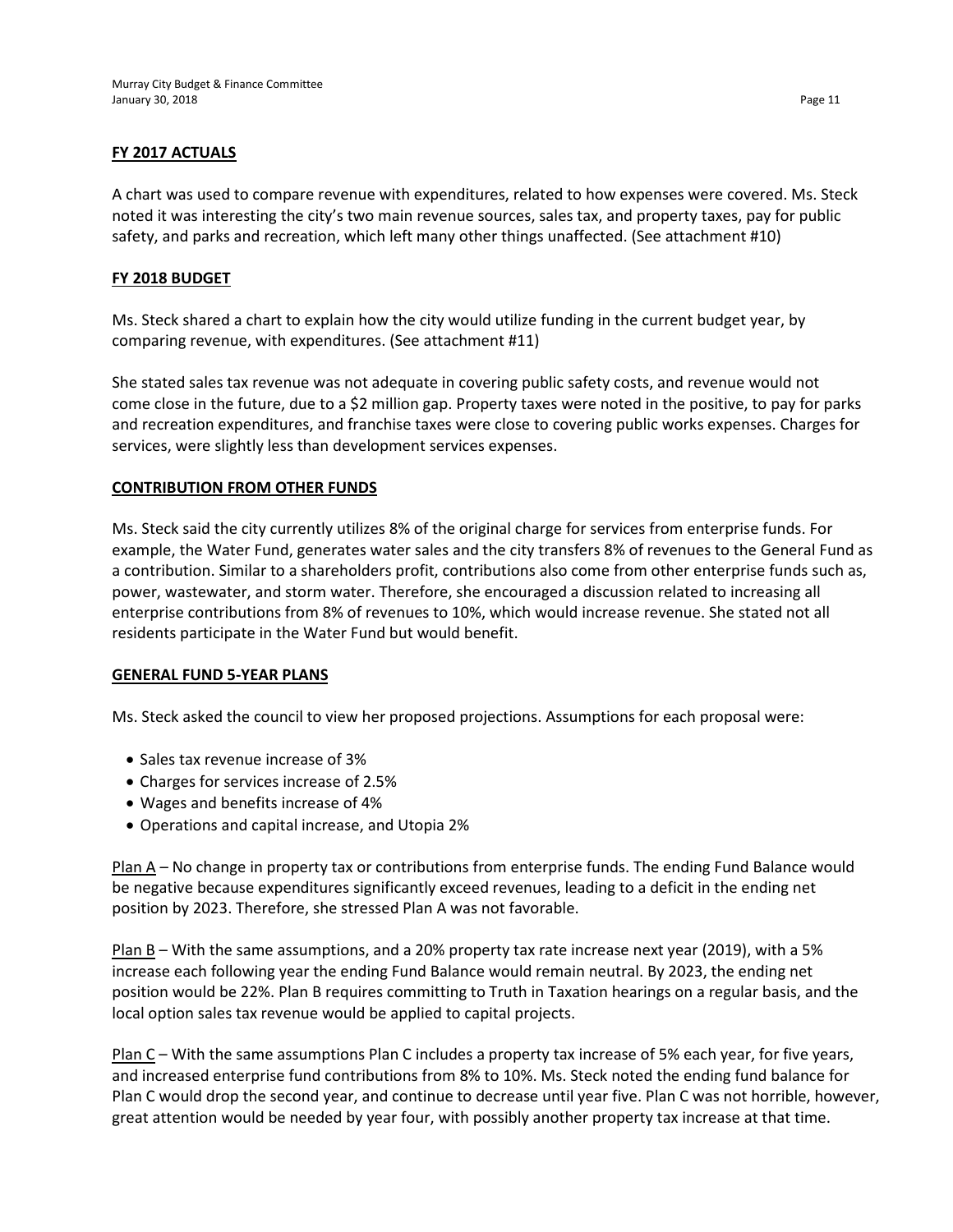## FY 2017 ACTUALS

A chart was used to compare revenue with expenditures, related to how expenses were covered. Ms. Steck noted it was interesting the city's two main revenue sources, sales tax, and property taxes, pay for public safety, and parks and recreation, which left many other things unaffected. (See attachment #10)

## FY 2018 BUDGET

Ms. Steck shared a chart to explain how the city would utilize funding in the current budget year, by comparing revenue, with expenditures. (See attachment #11)

She stated sales tax revenue was not adequate in covering public safety costs, and revenue would not come close in the future, due to a $2 million gap. Property taxes were noted in the positive, to pay for parks and recreation expenditures, and franchise taxes were close to covering public works expenses. Charges for services, were slightly less than development services expenses.

## CONTRIBUTION FROM OTHER FUNDS

Ms. Steck said the city currently utilizes 8% of the original charge for services from enterprise funds. For example, the Water Fund, generates water sales and the city transfers 8% of revenues to the General Fund as a contribution. Similar to a shareholders profit, contributions also come from other enterprise funds such as, power, wastewater, and storm water. Therefore, she encouraged a discussion related to increasing all enterprise contributions from 8% of revenues to 10%, which would increase revenue. She stated not all residents participate in the Water Fund but would benefit.

## GENERAL FUND 5-YEAR PLANS

Ms. Steck asked the council to view her proposed projections. Assumptions for each proposal were:

- Sales tax revenue increase of 3%
- Charges for services increase of 2.5%
- Wages and benefits increase of 4%
- Operations and capital increase, and Utopia 2%

Plan A – No change in property tax or contributions from enterprise funds. The ending Fund Balance would be negative because expenditures significantly exceed revenues, leading to a deficit in the ending net position by 2023. Therefore, she stressed Plan A was not favorable.

Plan B – With the same assumptions, and a 20% property tax rate increase next year (2019), with a 5% increase each following year the ending Fund Balance would remain neutral. By 2023, the ending net position would be 22%. Plan B requires committing to Truth in Taxation hearings on a regular basis, and the local option sales tax revenue would be applied to capital projects.

Plan C – With the same assumptions Plan C includes a property tax increase of 5% each year, for five years, and increased enterprise fund contributions from 8% to 10%. Ms. Steck noted the ending fund balance for Plan C would drop the second year, and continue to decrease until year five. Plan C was not horrible, however, great attention would be needed by year four, with possibly another property tax increase at that time.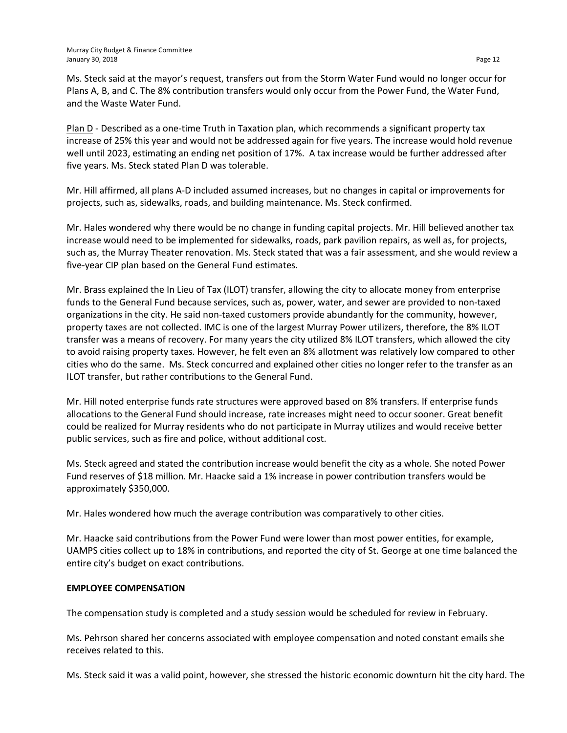Ms. Steck said at the mayor's request, transfers out from the Storm Water Fund would no longer occur for Plans A, B, and C. The 8% contribution transfers would only occur from the Power Fund, the Water Fund, and the Waste Water Fund.

Plan D - Described as a one-time Truth in Taxation plan, which recommends a significant property tax increase of 25% this year and would not be addressed again for five years. The increase would hold revenue well until 2023, estimating an ending net position of 17%. A tax increase would be further addressed after five years. Ms. Steck stated Plan D was tolerable.

Mr. Hill affirmed, all plans A-D included assumed increases, but no changes in capital or improvements for projects, such as, sidewalks, roads, and building maintenance. Ms. Steck confirmed.

Mr. Hales wondered why there would be no change in funding capital projects. Mr. Hill believed another tax increase would need to be implemented for sidewalks, roads, park pavilion repairs, as well as, for projects, such as, the Murray Theater renovation. Ms. Steck stated that was a fair assessment, and she would review a five-year CIP plan based on the General Fund estimates.

Mr. Brass explained the In Lieu of Tax (ILOT) transfer, allowing the city to allocate money from enterprise funds to the General Fund because services, such as, power, water, and sewer are provided to non-taxed organizations in the city. He said non-taxed customers provide abundantly for the community, however, property taxes are not collected. IMC is one of the largest Murray Power utilizers, therefore, the 8% ILOT transfer was a means of recovery. For many years the city utilized 8% ILOT transfers, which allowed the city to avoid raising property taxes. However, he felt even an 8% allotment was relatively low compared to other cities who do the same. Ms. Steck concurred and explained other cities no longer refer to the transfer as an ILOT transfer, but rather contributions to the General Fund.

Mr. Hill noted enterprise funds rate structures were approved based on 8% transfers. If enterprise funds allocations to the General Fund should increase, rate increases might need to occur sooner. Great benefit could be realized for Murray residents who do not participate in Murray utilizes and would receive better public services, such as fire and police, without additional cost.

Ms. Steck agreed and stated the contribution increase would benefit the city as a whole. She noted Power Fund reserves of $18 million. Mr. Haacke said a 1% increase in power contribution transfers would be approximately $350,000.

Mr. Hales wondered how much the average contribution was comparatively to other cities.

Mr. Haacke said contributions from the Power Fund were lower than most power entities, for example, UAMPS cities collect up to 18% in contributions, and reported the city of St. George at one time balanced the entire city's budget on exact contributions.

**EMPLOYEE COMPENSATION**

The compensation study is completed and a study session would be scheduled for review in February.

Ms. Pehrson shared her concerns associated with employee compensation and noted constant emails she receives related to this.

Ms. Steck said it was a valid point, however, she stressed the historic economic downturn hit the city hard. The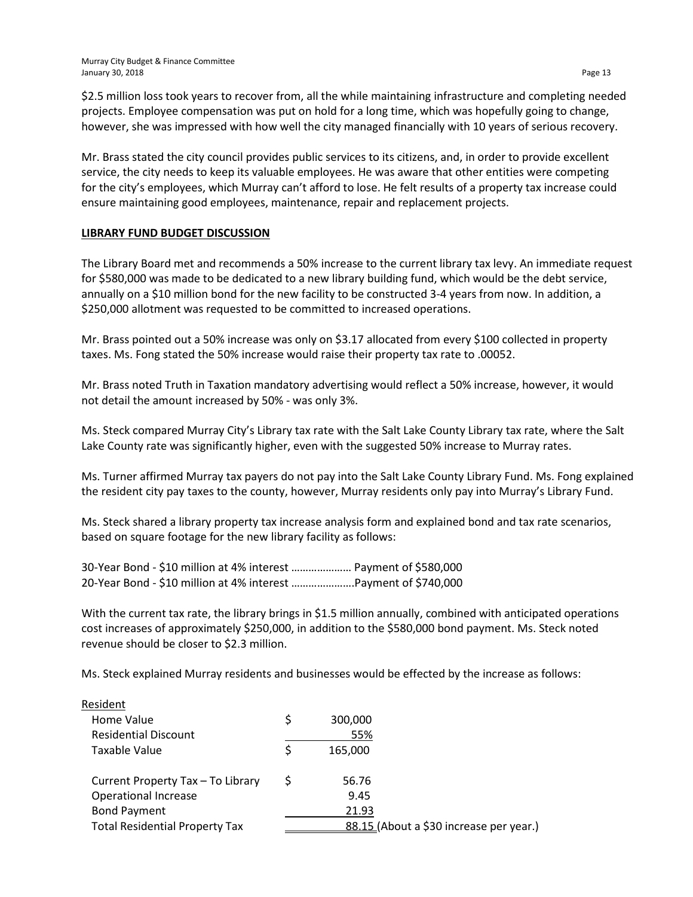$2.5 million loss took years to recover from, all the while maintaining infrastructure and completing needed projects. Employee compensation was put on hold for a long time, which was hopefully going to change, however, she was impressed with how well the city managed financially with 10 years of serious recovery.

Mr. Brass stated the city council provides public services to its citizens, and, in order to provide excellent service, the city needs to keep its valuable employees. He was aware that other entities were competing for the city's employees, which Murray can't afford to lose. He felt results of a property tax increase could ensure maintaining good employees, maintenance, repair and replacement projects.

**LIBRARY FUND BUDGET DISCUSSION**

The Library Board met and recommends a 50% increase to the current library tax levy. An immediate request for $580,000 was made to be dedicated to a new library building fund, which would be the debt service, annually on a $10 million bond for the new facility to be constructed 3-4 years from now. In addition, a $250,000 allotment was requested to be committed to increased operations.

Mr. Brass pointed out a 50% increase was only on $3.17 allocated from every $100 collected in property taxes. Ms. Fong stated the 50% increase would raise their property tax rate to .00052.

Mr. Brass noted Truth in Taxation mandatory advertising would reflect a 50% increase, however, it would not detail the amount increased by 50% - was only 3%.

Ms. Steck compared Murray City's Library tax rate with the Salt Lake County Library tax rate, where the Salt Lake County rate was significantly higher, even with the suggested 50% increase to Murray rates.

Ms. Turner affirmed Murray tax payers do not pay into the Salt Lake County Library Fund. Ms. Fong explained the resident city pay taxes to the county, however, Murray residents only pay into Murray's Library Fund.

Ms. Steck shared a library property tax increase analysis form and explained bond and tax rate scenarios, based on square footage for the new library facility as follows:

30-Year Bond - $10 million at 4% interest ………………… Payment of $580,000
20-Year Bond - $10 million at 4% interest ………………….Payment of $740,000

With the current tax rate, the library brings in $1.5 million annually, combined with anticipated operations cost increases of approximately $250,000, in addition to the $580,000 bond payment. Ms. Steck noted revenue should be closer to $2.3 million.

Ms. Steck explained Murray residents and businesses would be effected by the increase as follows:

| Resident | | | |
|---|---|---|---|
| Home Value | $ | 300,000 | |
| Residential Discount | | 55% | |
| Taxable Value | $ | 165,000 | |
| | | | |
| Current Property Tax – To Library | $ | 56.76 | |
| Operational Increase | | 9.45 | |
| Bond Payment | | 21.93 | |
| Total Residential Property Tax | | 88.15 | (About a $30 increase per year.) |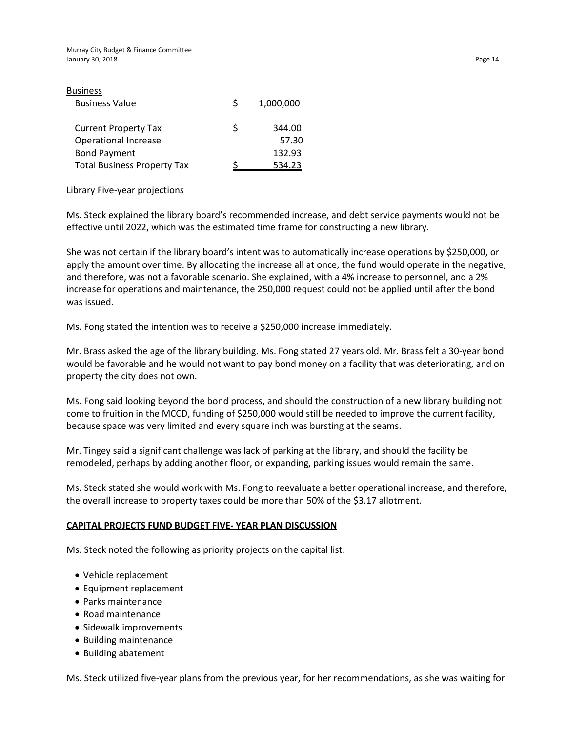Business

| | | |
|---|---|---|
| Business Value | $ | 1,000,000 |
| | | |
| Current Property Tax | $ | 344.00 |
| Operational Increase | | 57.30 |
| Bond Payment | | 132.93 |
| Total Business Property Tax | $ | 534.23 |

Library Five-year projections

Ms. Steck explained the library board's recommended increase, and debt service payments would not be effective until 2022, which was the estimated time frame for constructing a new library.

She was not certain if the library board's intent was to automatically increase operations by $250,000, or apply the amount over time. By allocating the increase all at once, the fund would operate in the negative, and therefore, was not a favorable scenario. She explained, with a 4% increase to personnel, and a 2% increase for operations and maintenance, the 250,000 request could not be applied until after the bond was issued.

Ms. Fong stated the intention was to receive a $250,000 increase immediately.

Mr. Brass asked the age of the library building. Ms. Fong stated 27 years old. Mr. Brass felt a 30-year bond would be favorable and he would not want to pay bond money on a facility that was deteriorating, and on property the city does not own.

Ms. Fong said looking beyond the bond process, and should the construction of a new library building not come to fruition in the MCCD, funding of $250,000 would still be needed to improve the current facility, because space was very limited and every square inch was bursting at the seams.

Mr. Tingey said a significant challenge was lack of parking at the library, and should the facility be remodeled, perhaps by adding another floor, or expanding, parking issues would remain the same.

Ms. Steck stated she would work with Ms. Fong to reevaluate a better operational increase, and therefore, the overall increase to property taxes could be more than 50% of the $3.17 allotment.

**CAPITAL PROJECTS FUND BUDGET FIVE- YEAR PLAN DISCUSSION**

Ms. Steck noted the following as priority projects on the capital list:

- Vehicle replacement
- Equipment replacement
- Parks maintenance
- Road maintenance
- Sidewalk improvements
- Building maintenance
- Building abatement

Ms. Steck utilized five-year plans from the previous year, for her recommendations, as she was waiting for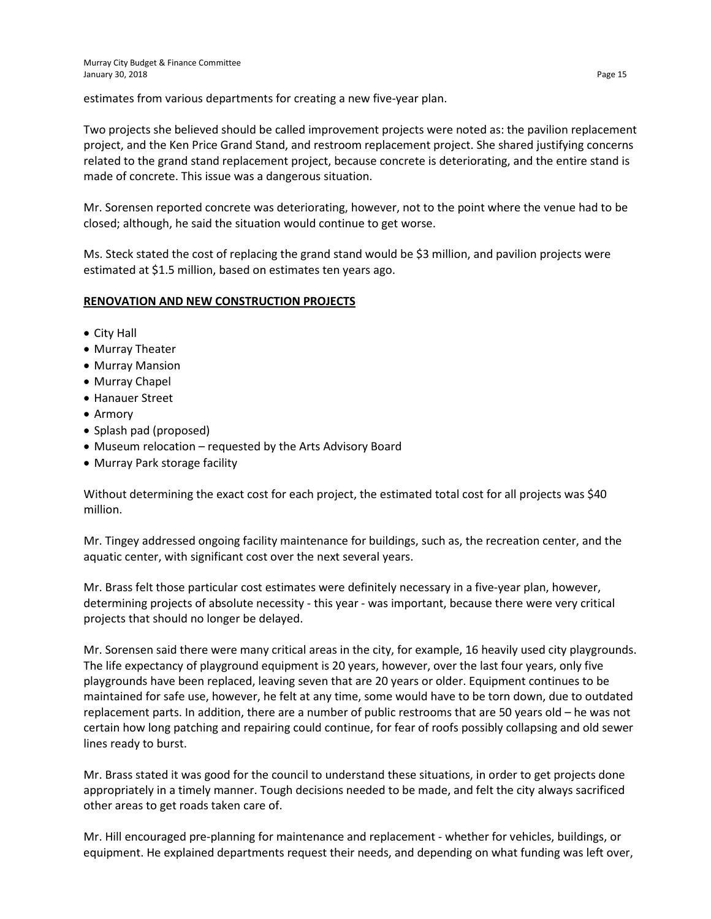estimates from various departments for creating a new five-year plan.

Two projects she believed should be called improvement projects were noted as: the pavilion replacement project, and the Ken Price Grand Stand, and restroom replacement project. She shared justifying concerns related to the grand stand replacement project, because concrete is deteriorating, and the entire stand is made of concrete. This issue was a dangerous situation.

Mr. Sorensen reported concrete was deteriorating, however, not to the point where the venue had to be closed; although, he said the situation would continue to get worse.

Ms. Steck stated the cost of replacing the grand stand would be $3 million, and pavilion projects were estimated at $1.5 million, based on estimates ten years ago.

**RENOVATION AND NEW CONSTRUCTION PROJECTS**

- City Hall
- Murray Theater
- Murray Mansion
- Murray Chapel
- Hanauer Street
- Armory
- Splash pad (proposed)
- Museum relocation – requested by the Arts Advisory Board
- Murray Park storage facility

Without determining the exact cost for each project, the estimated total cost for all projects was $40 million.

Mr. Tingey addressed ongoing facility maintenance for buildings, such as, the recreation center, and the aquatic center, with significant cost over the next several years.

Mr. Brass felt those particular cost estimates were definitely necessary in a five-year plan, however, determining projects of absolute necessity - this year - was important, because there were very critical projects that should no longer be delayed.

Mr. Sorensen said there were many critical areas in the city, for example, 16 heavily used city playgrounds. The life expectancy of playground equipment is 20 years, however, over the last four years, only five playgrounds have been replaced, leaving seven that are 20 years or older. Equipment continues to be maintained for safe use, however, he felt at any time, some would have to be torn down, due to outdated replacement parts. In addition, there are a number of public restrooms that are 50 years old – he was not certain how long patching and repairing could continue, for fear of roofs possibly collapsing and old sewer lines ready to burst.

Mr. Brass stated it was good for the council to understand these situations, in order to get projects done appropriately in a timely manner. Tough decisions needed to be made, and felt the city always sacrificed other areas to get roads taken care of.

Mr. Hill encouraged pre-planning for maintenance and replacement - whether for vehicles, buildings, or equipment. He explained departments request their needs, and depending on what funding was left over,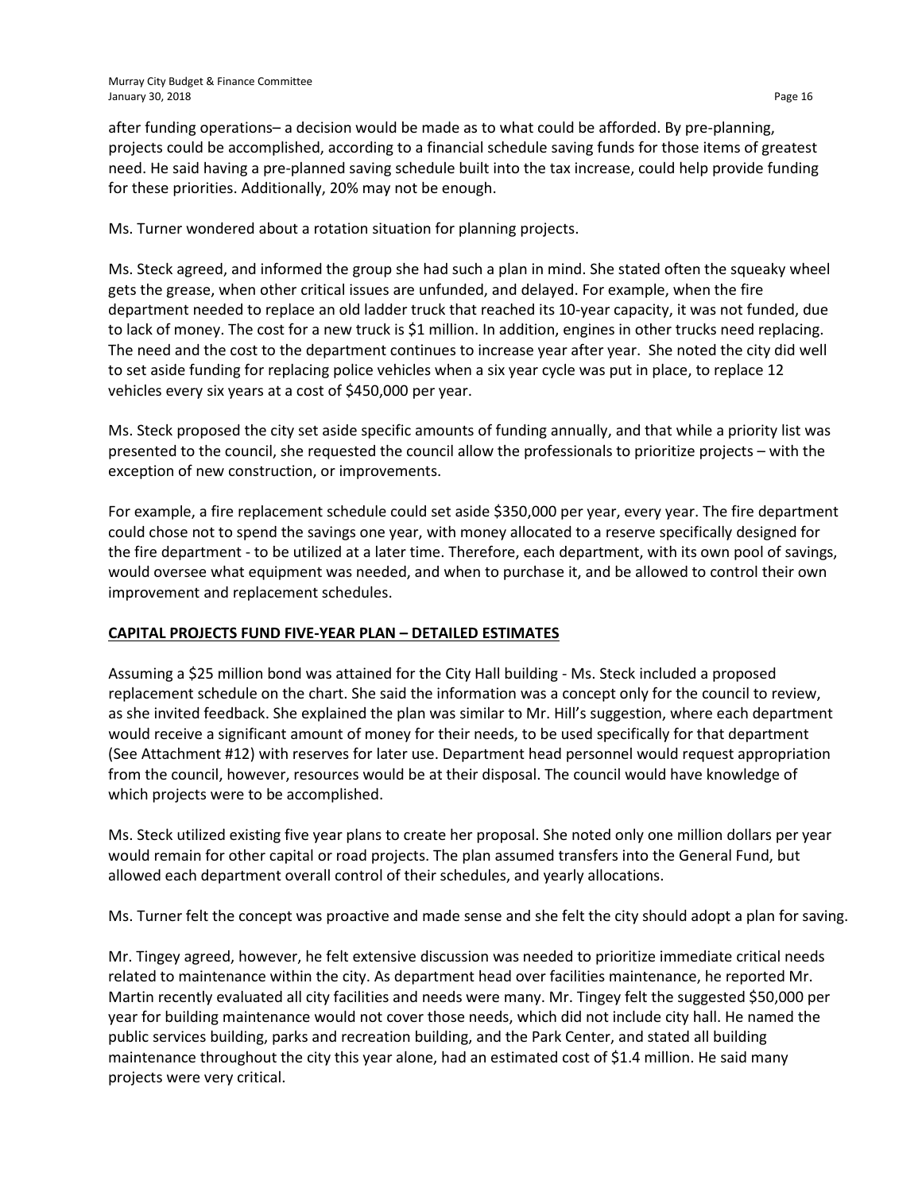after funding operations– a decision would be made as to what could be afforded. By pre-planning, projects could be accomplished, according to a financial schedule saving funds for those items of greatest need. He said having a pre-planned saving schedule built into the tax increase, could help provide funding for these priorities. Additionally, 20% may not be enough.

Ms. Turner wondered about a rotation situation for planning projects.

Ms. Steck agreed, and informed the group she had such a plan in mind. She stated often the squeaky wheel gets the grease, when other critical issues are unfunded, and delayed. For example, when the fire department needed to replace an old ladder truck that reached its 10-year capacity, it was not funded, due to lack of money. The cost for a new truck is $1 million. In addition, engines in other trucks need replacing. The need and the cost to the department continues to increase year after year. She noted the city did well to set aside funding for replacing police vehicles when a six year cycle was put in place, to replace 12 vehicles every six years at a cost of $450,000 per year.

Ms. Steck proposed the city set aside specific amounts of funding annually, and that while a priority list was presented to the council, she requested the council allow the professionals to prioritize projects – with the exception of new construction, or improvements.

For example, a fire replacement schedule could set aside $350,000 per year, every year. The fire department could chose not to spend the savings one year, with money allocated to a reserve specifically designed for the fire department - to be utilized at a later time. Therefore, each department, with its own pool of savings, would oversee what equipment was needed, and when to purchase it, and be allowed to control their own improvement and replacement schedules.

**CAPITAL PROJECTS FUND FIVE-YEAR PLAN – DETAILED ESTIMATES**

Assuming a $25 million bond was attained for the City Hall building - Ms. Steck included a proposed replacement schedule on the chart. She said the information was a concept only for the council to review, as she invited feedback. She explained the plan was similar to Mr. Hill's suggestion, where each department would receive a significant amount of money for their needs, to be used specifically for that department (See Attachment #12) with reserves for later use. Department head personnel would request appropriation from the council, however, resources would be at their disposal. The council would have knowledge of which projects were to be accomplished.

Ms. Steck utilized existing five year plans to create her proposal. She noted only one million dollars per year would remain for other capital or road projects. The plan assumed transfers into the General Fund, but allowed each department overall control of their schedules, and yearly allocations.

Ms. Turner felt the concept was proactive and made sense and she felt the city should adopt a plan for saving.

Mr. Tingey agreed, however, he felt extensive discussion was needed to prioritize immediate critical needs related to maintenance within the city. As department head over facilities maintenance, he reported Mr. Martin recently evaluated all city facilities and needs were many. Mr. Tingey felt the suggested $50,000 per year for building maintenance would not cover those needs, which did not include city hall. He named the public services building, parks and recreation building, and the Park Center, and stated all building maintenance throughout the city this year alone, had an estimated cost of $1.4 million. He said many projects were very critical.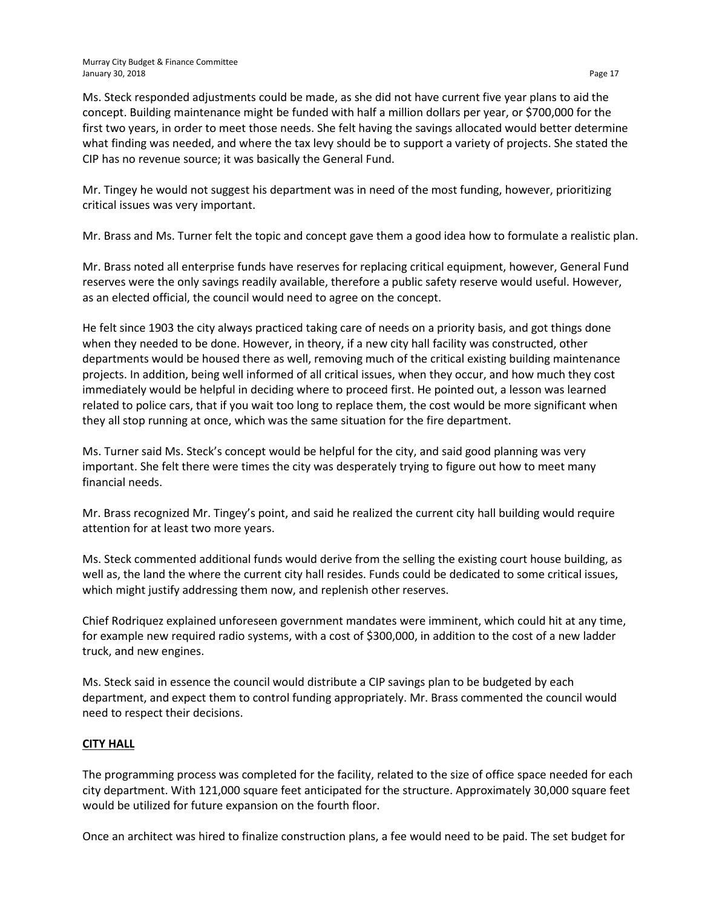Ms. Steck responded adjustments could be made, as she did not have current five year plans to aid the concept. Building maintenance might be funded with half a million dollars per year, or $700,000 for the first two years, in order to meet those needs. She felt having the savings allocated would better determine what finding was needed, and where the tax levy should be to support a variety of projects. She stated the CIP has no revenue source; it was basically the General Fund.

Mr. Tingey he would not suggest his department was in need of the most funding, however, prioritizing critical issues was very important.

Mr. Brass and Ms. Turner felt the topic and concept gave them a good idea how to formulate a realistic plan.

Mr. Brass noted all enterprise funds have reserves for replacing critical equipment, however, General Fund reserves were the only savings readily available, therefore a public safety reserve would useful. However, as an elected official, the council would need to agree on the concept.

He felt since 1903 the city always practiced taking care of needs on a priority basis, and got things done when they needed to be done. However, in theory, if a new city hall facility was constructed, other departments would be housed there as well, removing much of the critical existing building maintenance projects. In addition, being well informed of all critical issues, when they occur, and how much they cost immediately would be helpful in deciding where to proceed first. He pointed out, a lesson was learned related to police cars, that if you wait too long to replace them, the cost would be more significant when they all stop running at once, which was the same situation for the fire department.

Ms. Turner said Ms. Steck's concept would be helpful for the city, and said good planning was very important. She felt there were times the city was desperately trying to figure out how to meet many financial needs.

Mr. Brass recognized Mr. Tingey's point, and said he realized the current city hall building would require attention for at least two more years.

Ms. Steck commented additional funds would derive from the selling the existing court house building, as well as, the land the where the current city hall resides. Funds could be dedicated to some critical issues, which might justify addressing them now, and replenish other reserves.

Chief Rodriquez explained unforeseen government mandates were imminent, which could hit at any time, for example new required radio systems, with a cost of $300,000, in addition to the cost of a new ladder truck, and new engines.

Ms. Steck said in essence the council would distribute a CIP savings plan to be budgeted by each department, and expect them to control funding appropriately. Mr. Brass commented the council would need to respect their decisions.

**CITY HALL**

The programming process was completed for the facility, related to the size of office space needed for each city department. With 121,000 square feet anticipated for the structure. Approximately 30,000 square feet would be utilized for future expansion on the fourth floor.

Once an architect was hired to finalize construction plans, a fee would need to be paid. The set budget for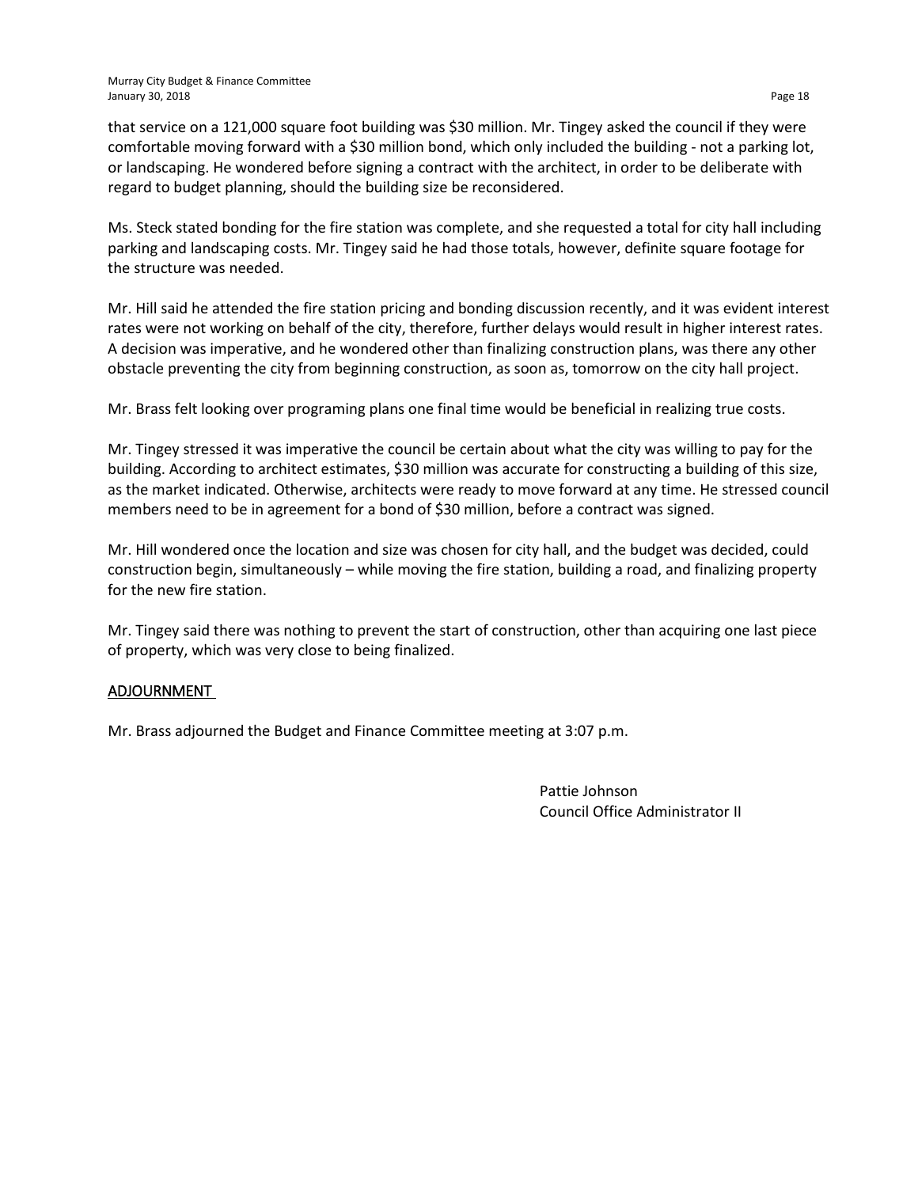that service on a 121,000 square foot building was $30 million. Mr. Tingey asked the council if they were comfortable moving forward with a $30 million bond, which only included the building - not a parking lot, or landscaping. He wondered before signing a contract with the architect, in order to be deliberate with regard to budget planning, should the building size be reconsidered.

Ms. Steck stated bonding for the fire station was complete, and she requested a total for city hall including parking and landscaping costs. Mr. Tingey said he had those totals, however, definite square footage for the structure was needed.

Mr. Hill said he attended the fire station pricing and bonding discussion recently, and it was evident interest rates were not working on behalf of the city, therefore, further delays would result in higher interest rates. A decision was imperative, and he wondered other than finalizing construction plans, was there any other obstacle preventing the city from beginning construction, as soon as, tomorrow on the city hall project.

Mr. Brass felt looking over programing plans one final time would be beneficial in realizing true costs.

Mr. Tingey stressed it was imperative the council be certain about what the city was willing to pay for the building. According to architect estimates, $30 million was accurate for constructing a building of this size, as the market indicated. Otherwise, architects were ready to move forward at any time. He stressed council members need to be in agreement for a bond of $30 million, before a contract was signed.

Mr. Hill wondered once the location and size was chosen for city hall, and the budget was decided, could construction begin, simultaneously – while moving the fire station, building a road, and finalizing property for the new fire station.

Mr. Tingey said there was nothing to prevent the start of construction, other than acquiring one last piece of property, which was very close to being finalized.

## ADJOURNMENT

Mr. Brass adjourned the Budget and Finance Committee meeting at 3:07 p.m.

Pattie Johnson
Council Office Administrator II